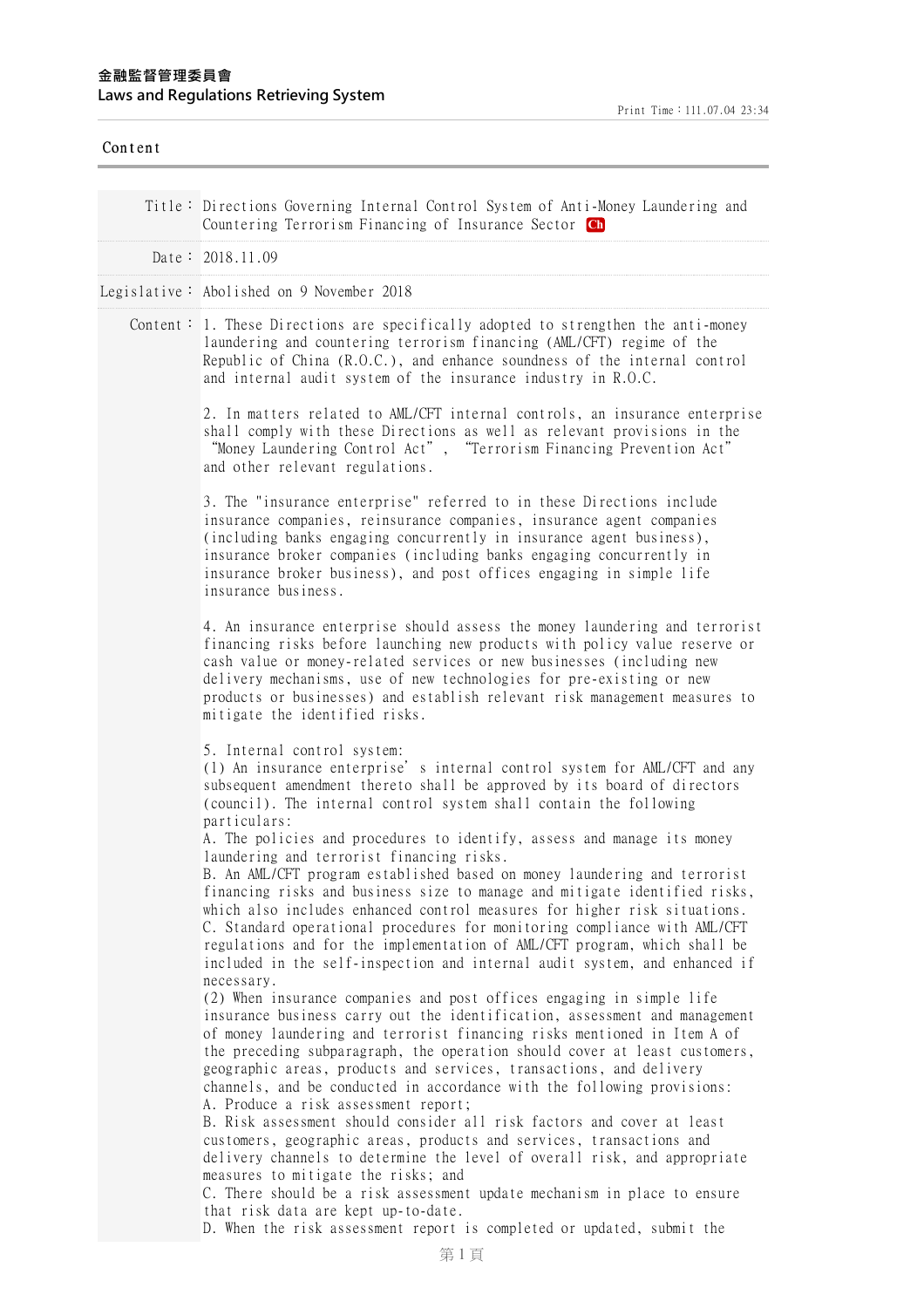**金融監督管理委員會**
**Laws and Regulations Retrieving System**

Print Time：111.07.04 23:34

Content

Title： Directions Governing Internal Control System of Anti-Money Laundering and Countering Terrorism Financing of Insurance Sector Ch

Date： 2018.11.09

Legislative： Abolished on 9 November 2018

Content：

1. These Directions are specifically adopted to strengthen the anti-money laundering and countering terrorism financing (AML/CFT) regime of the Republic of China (R.O.C.), and enhance soundness of the internal control and internal audit system of the insurance industry in R.O.C.

2. In matters related to AML/CFT internal controls, an insurance enterprise shall comply with these Directions as well as relevant provisions in the "Money Laundering Control Act", "Terrorism Financing Prevention Act" and other relevant regulations.

3. The "insurance enterprise" referred to in these Directions include insurance companies, reinsurance companies, insurance agent companies (including banks engaging concurrently in insurance agent business), insurance broker companies (including banks engaging concurrently in insurance broker business), and post offices engaging in simple life insurance business.

4. An insurance enterprise should assess the money laundering and terrorist financing risks before launching new products with policy value reserve or cash value or money-related services or new businesses (including new delivery mechanisms, use of new technologies for pre-existing or new products or businesses) and establish relevant risk management measures to mitigate the identified risks.

5. Internal control system:
(1) An insurance enterprise's internal control system for AML/CFT and any subsequent amendment thereto shall be approved by its board of directors (council). The internal control system shall contain the following particulars:
A. The policies and procedures to identify, assess and manage its money laundering and terrorist financing risks.
B. An AML/CFT program established based on money laundering and terrorist financing risks and business size to manage and mitigate identified risks, which also includes enhanced control measures for higher risk situations.
C. Standard operational procedures for monitoring compliance with AML/CFT regulations and for the implementation of AML/CFT program, which shall be included in the self-inspection and internal audit system, and enhanced if necessary.
(2) When insurance companies and post offices engaging in simple life insurance business carry out the identification, assessment and management of money laundering and terrorist financing risks mentioned in Item A of the preceding subparagraph, the operation should cover at least customers, geographic areas, products and services, transactions, and delivery channels, and be conducted in accordance with the following provisions:
A. Produce a risk assessment report;
B. Risk assessment should consider all risk factors and cover at least customers, geographic areas, products and services, transactions and delivery channels to determine the level of overall risk, and appropriate measures to mitigate the risks; and
C. There should be a risk assessment update mechanism in place to ensure that risk data are kept up-to-date.
D. When the risk assessment report is completed or updated, submit the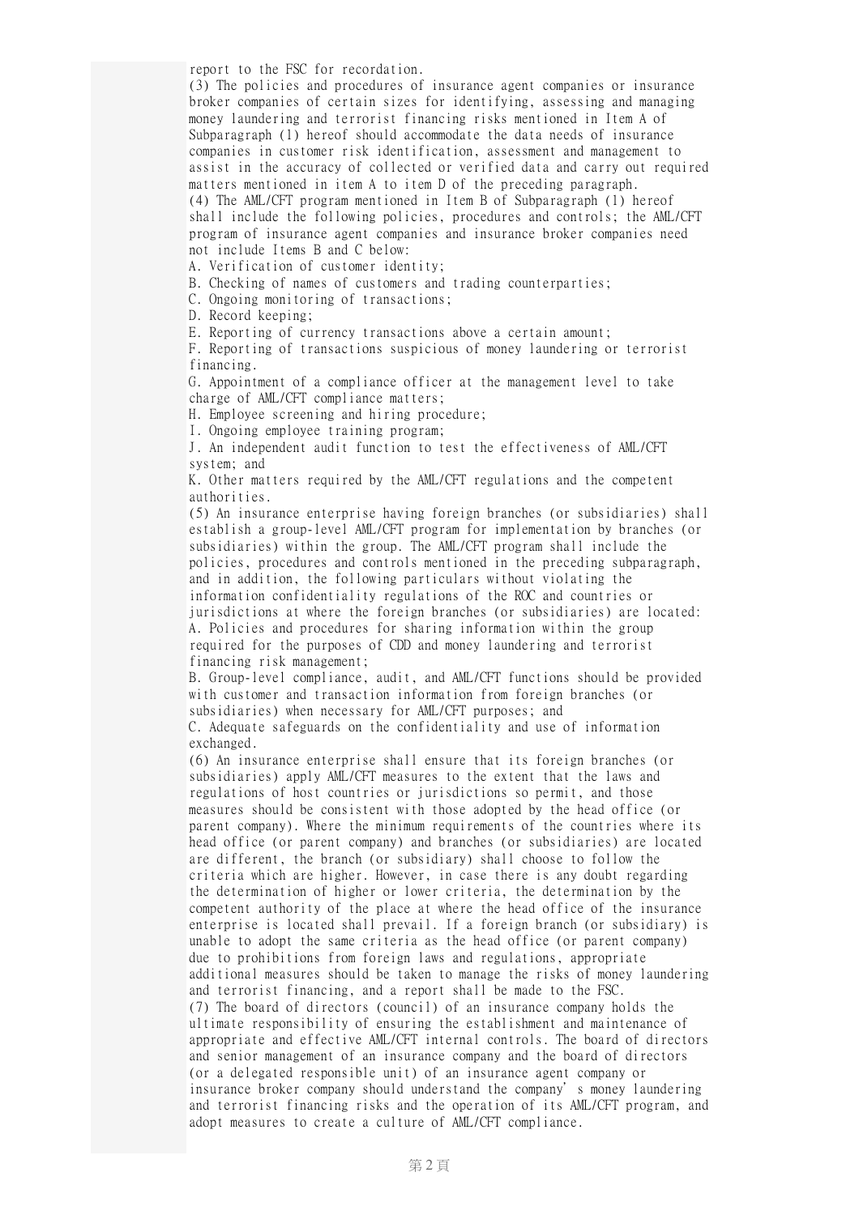report to the FSC for recordation.

(3) The policies and procedures of insurance agent companies or insurance broker companies of certain sizes for identifying, assessing and managing money laundering and terrorist financing risks mentioned in Item A of Subparagraph (1) hereof should accommodate the data needs of insurance companies in customer risk identification, assessment and management to assist in the accuracy of collected or verified data and carry out required matters mentioned in item A to item D of the preceding paragraph.

(4) The AML/CFT program mentioned in Item B of Subparagraph (1) hereof shall include the following policies, procedures and controls; the AML/CFT program of insurance agent companies and insurance broker companies need not include Items B and C below:

A. Verification of customer identity;

B. Checking of names of customers and trading counterparties;

C. Ongoing monitoring of transactions;

D. Record keeping;

E. Reporting of currency transactions above a certain amount;

F. Reporting of transactions suspicious of money laundering or terrorist financing.

G. Appointment of a compliance officer at the management level to take charge of AML/CFT compliance matters;

H. Employee screening and hiring procedure;

I. Ongoing employee training program;

J. An independent audit function to test the effectiveness of AML/CFT system; and

K. Other matters required by the AML/CFT regulations and the competent authorities.

(5) An insurance enterprise having foreign branches (or subsidiaries) shall establish a group-level AML/CFT program for implementation by branches (or subsidiaries) within the group. The AML/CFT program shall include the policies, procedures and controls mentioned in the preceding subparagraph, and in addition, the following particulars without violating the information confidentiality regulations of the ROC and countries or jurisdictions at where the foreign branches (or subsidiaries) are located:

A. Policies and procedures for sharing information within the group required for the purposes of CDD and money laundering and terrorist financing risk management;

B. Group-level compliance, audit, and AML/CFT functions should be provided with customer and transaction information from foreign branches (or subsidiaries) when necessary for AML/CFT purposes; and

C. Adequate safeguards on the confidentiality and use of information exchanged.

(6) An insurance enterprise shall ensure that its foreign branches (or subsidiaries) apply AML/CFT measures to the extent that the laws and regulations of host countries or jurisdictions so permit, and those measures should be consistent with those adopted by the head office (or parent company). Where the minimum requirements of the countries where its head office (or parent company) and branches (or subsidiaries) are located are different, the branch (or subsidiary) shall choose to follow the criteria which are higher. However, in case there is any doubt regarding the determination of higher or lower criteria, the determination by the competent authority of the place at where the head office of the insurance enterprise is located shall prevail. If a foreign branch (or subsidiary) is unable to adopt the same criteria as the head office (or parent company) due to prohibitions from foreign laws and regulations, appropriate additional measures should be taken to manage the risks of money laundering and terrorist financing, and a report shall be made to the FSC.

(7) The board of directors (council) of an insurance company holds the ultimate responsibility of ensuring the establishment and maintenance of appropriate and effective AML/CFT internal controls. The board of directors and senior management of an insurance company and the board of directors (or a delegated responsible unit) of an insurance agent company or insurance broker company should understand the company's money laundering and terrorist financing risks and the operation of its AML/CFT program, and adopt measures to create a culture of AML/CFT compliance.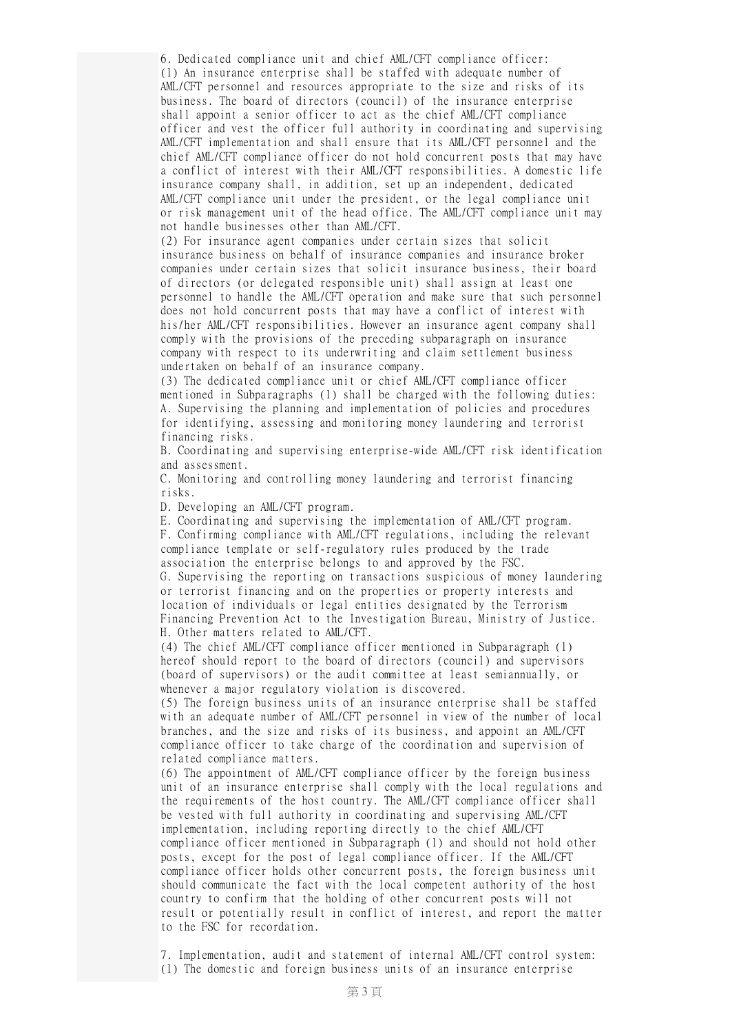6. Dedicated compliance unit and chief AML/CFT compliance officer:

(1) An insurance enterprise shall be staffed with adequate number of AML/CFT personnel and resources appropriate to the size and risks of its business. The board of directors (council) of the insurance enterprise shall appoint a senior officer to act as the chief AML/CFT compliance officer and vest the officer full authority in coordinating and supervising AML/CFT implementation and shall ensure that its AML/CFT personnel and the chief AML/CFT compliance officer do not hold concurrent posts that may have a conflict of interest with their AML/CFT responsibilities. A domestic life insurance company shall, in addition, set up an independent, dedicated AML/CFT compliance unit under the president, or the legal compliance unit or risk management unit of the head office. The AML/CFT compliance unit may not handle businesses other than AML/CFT.

(2) For insurance agent companies under certain sizes that solicit insurance business on behalf of insurance companies and insurance broker companies under certain sizes that solicit insurance business, their board of directors (or delegated responsible unit) shall assign at least one personnel to handle the AML/CFT operation and make sure that such personnel does not hold concurrent posts that may have a conflict of interest with his/her AML/CFT responsibilities. However an insurance agent company shall comply with the provisions of the preceding subparagraph on insurance company with respect to its underwriting and claim settlement business undertaken on behalf of an insurance company.

(3) The dedicated compliance unit or chief AML/CFT compliance officer mentioned in Subparagraphs (1) shall be charged with the following duties:

A. Supervising the planning and implementation of policies and procedures for identifying, assessing and monitoring money laundering and terrorist financing risks.

B. Coordinating and supervising enterprise-wide AML/CFT risk identification and assessment.

C. Monitoring and controlling money laundering and terrorist financing risks.

D. Developing an AML/CFT program.

E. Coordinating and supervising the implementation of AML/CFT program.

F. Confirming compliance with AML/CFT regulations, including the relevant compliance template or self-regulatory rules produced by the trade association the enterprise belongs to and approved by the FSC.

G. Supervising the reporting on transactions suspicious of money laundering or terrorist financing and on the properties or property interests and location of individuals or legal entities designated by the Terrorism Financing Prevention Act to the Investigation Bureau, Ministry of Justice.

H. Other matters related to AML/CFT.

(4) The chief AML/CFT compliance officer mentioned in Subparagraph (1) hereof should report to the board of directors (council) and supervisors (board of supervisors) or the audit committee at least semiannually, or whenever a major regulatory violation is discovered.

(5) The foreign business units of an insurance enterprise shall be staffed with an adequate number of AML/CFT personnel in view of the number of local branches, and the size and risks of its business, and appoint an AML/CFT compliance officer to take charge of the coordination and supervision of related compliance matters.

(6) The appointment of AML/CFT compliance officer by the foreign business unit of an insurance enterprise shall comply with the local regulations and the requirements of the host country. The AML/CFT compliance officer shall be vested with full authority in coordinating and supervising AML/CFT implementation, including reporting directly to the chief AML/CFT compliance officer mentioned in Subparagraph (1) and should not hold other posts, except for the post of legal compliance officer. If the AML/CFT compliance officer holds other concurrent posts, the foreign business unit should communicate the fact with the local competent authority of the host country to confirm that the holding of other concurrent posts will not result or potentially result in conflict of interest, and report the matter to the FSC for recordation.

7. Implementation, audit and statement of internal AML/CFT control system:

(1) The domestic and foreign business units of an insurance enterprise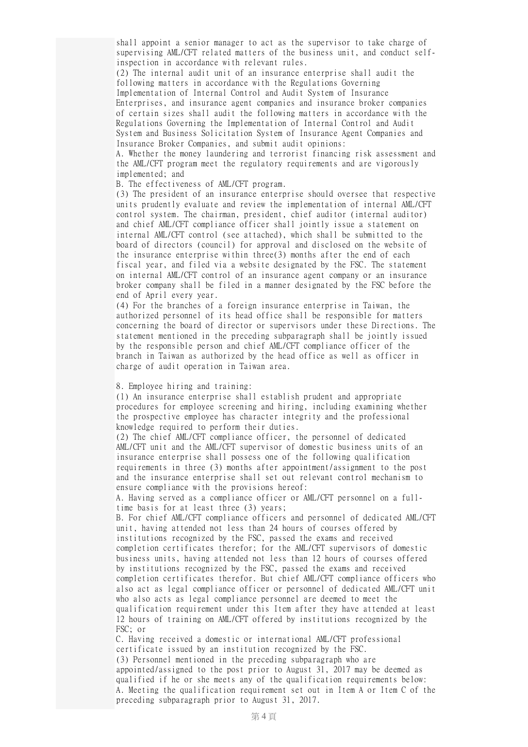shall appoint a senior manager to act as the supervisor to take charge of supervising AML/CFT related matters of the business unit, and conduct self-inspection in accordance with relevant rules.

(2) The internal audit unit of an insurance enterprise shall audit the following matters in accordance with the Regulations Governing Implementation of Internal Control and Audit System of Insurance Enterprises, and insurance agent companies and insurance broker companies of certain sizes shall audit the following matters in accordance with the Regulations Governing the Implementation of Internal Control and Audit System and Business Solicitation System of Insurance Agent Companies and Insurance Broker Companies, and submit audit opinions:

A. Whether the money laundering and terrorist financing risk assessment and the AML/CFT program meet the regulatory requirements and are vigorously implemented; and

B. The effectiveness of AML/CFT program.

(3) The president of an insurance enterprise should oversee that respective units prudently evaluate and review the implementation of internal AML/CFT control system. The chairman, president, chief auditor (internal auditor) and chief AML/CFT compliance officer shall jointly issue a statement on internal AML/CFT control (see attached), which shall be submitted to the board of directors (council) for approval and disclosed on the website of the insurance enterprise within three(3) months after the end of each fiscal year, and filed via a website designated by the FSC. The statement on internal AML/CFT control of an insurance agent company or an insurance broker company shall be filed in a manner designated by the FSC before the end of April every year.

(4) For the branches of a foreign insurance enterprise in Taiwan, the authorized personnel of its head office shall be responsible for matters concerning the board of director or supervisors under these Directions. The statement mentioned in the preceding subparagraph shall be jointly issued by the responsible person and chief AML/CFT compliance officer of the branch in Taiwan as authorized by the head office as well as officer in charge of audit operation in Taiwan area.

8. Employee hiring and training:

(1) An insurance enterprise shall establish prudent and appropriate procedures for employee screening and hiring, including examining whether the prospective employee has character integrity and the professional knowledge required to perform their duties.

(2) The chief AML/CFT compliance officer, the personnel of dedicated AML/CFT unit and the AML/CFT supervisor of domestic business units of an insurance enterprise shall possess one of the following qualification requirements in three (3) months after appointment/assignment to the post and the insurance enterprise shall set out relevant control mechanism to ensure compliance with the provisions hereof:

A. Having served as a compliance officer or AML/CFT personnel on a full-time basis for at least three (3) years;

B. For chief AML/CFT compliance officers and personnel of dedicated AML/CFT unit, having attended not less than 24 hours of courses offered by institutions recognized by the FSC, passed the exams and received completion certificates therefor; for the AML/CFT supervisors of domestic business units, having attended not less than 12 hours of courses offered by institutions recognized by the FSC, passed the exams and received completion certificates therefor. But chief AML/CFT compliance officers who also act as legal compliance officer or personnel of dedicated AML/CFT unit who also acts as legal compliance personnel are deemed to meet the qualification requirement under this Item after they have attended at least 12 hours of training on AML/CFT offered by institutions recognized by the FSC; or

C. Having received a domestic or international AML/CFT professional certificate issued by an institution recognized by the FSC.

(3) Personnel mentioned in the preceding subparagraph who are appointed/assigned to the post prior to August 31, 2017 may be deemed as qualified if he or she meets any of the qualification requirements below:

A. Meeting the qualification requirement set out in Item A or Item C of the preceding subparagraph prior to August 31, 2017.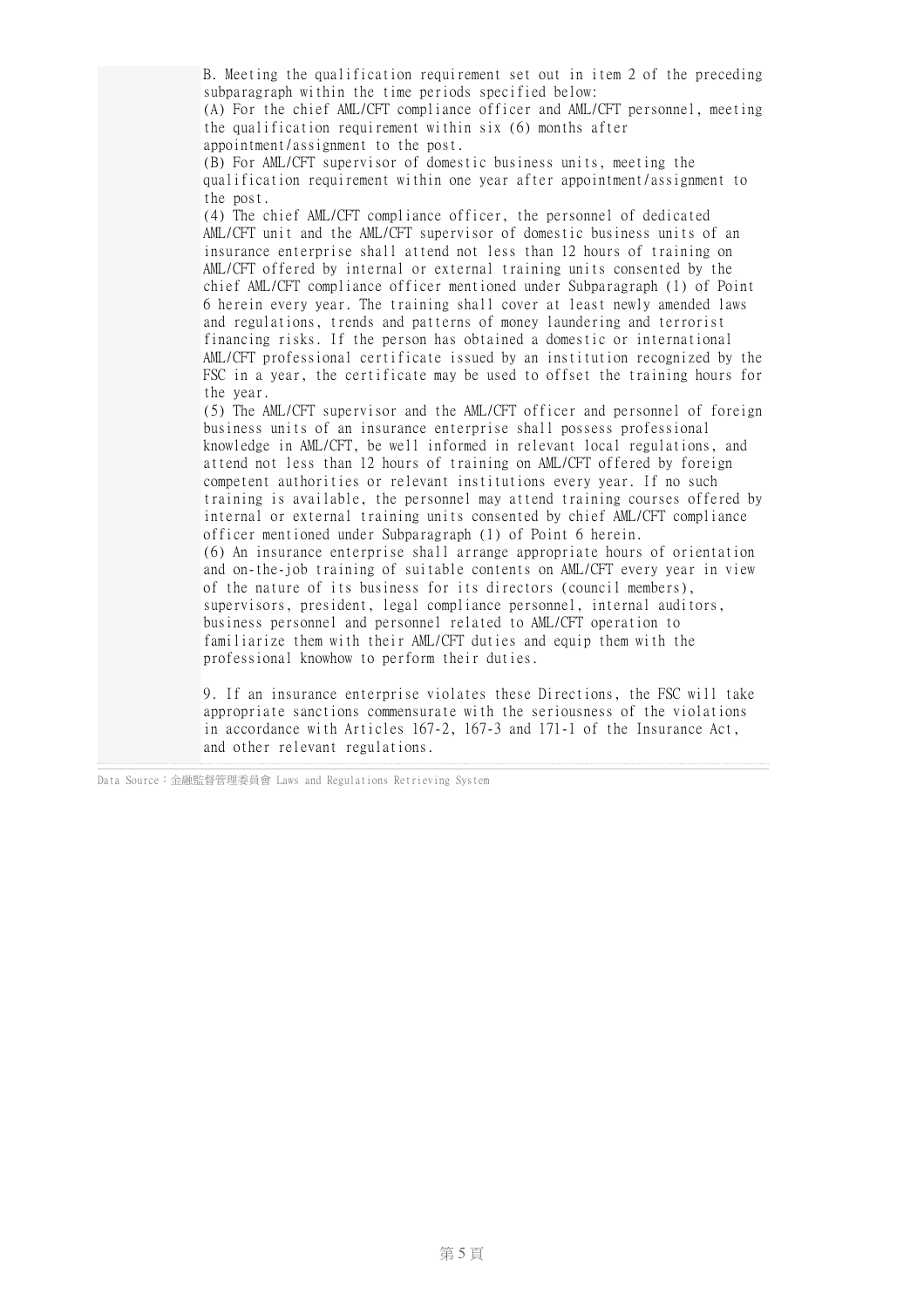B. Meeting the qualification requirement set out in item 2 of the preceding subparagraph within the time periods specified below:

(A) For the chief AML/CFT compliance officer and AML/CFT personnel, meeting the qualification requirement within six (6) months after appointment/assignment to the post.

(B) For AML/CFT supervisor of domestic business units, meeting the qualification requirement within one year after appointment/assignment to the post.

(4) The chief AML/CFT compliance officer, the personnel of dedicated AML/CFT unit and the AML/CFT supervisor of domestic business units of an insurance enterprise shall attend not less than 12 hours of training on AML/CFT offered by internal or external training units consented by the chief AML/CFT compliance officer mentioned under Subparagraph (1) of Point 6 herein every year. The training shall cover at least newly amended laws and regulations, trends and patterns of money laundering and terrorist financing risks. If the person has obtained a domestic or international AML/CFT professional certificate issued by an institution recognized by the FSC in a year, the certificate may be used to offset the training hours for the year.

(5) The AML/CFT supervisor and the AML/CFT officer and personnel of foreign business units of an insurance enterprise shall possess professional knowledge in AML/CFT, be well informed in relevant local regulations, and attend not less than 12 hours of training on AML/CFT offered by foreign competent authorities or relevant institutions every year. If no such training is available, the personnel may attend training courses offered by internal or external training units consented by chief AML/CFT compliance officer mentioned under Subparagraph (1) of Point 6 herein.

(6) An insurance enterprise shall arrange appropriate hours of orientation and on-the-job training of suitable contents on AML/CFT every year in view of the nature of its business for its directors (council members), supervisors, president, legal compliance personnel, internal auditors, business personnel and personnel related to AML/CFT operation to familiarize them with their AML/CFT duties and equip them with the professional knowhow to perform their duties.

9. If an insurance enterprise violates these Directions, the FSC will take appropriate sanctions commensurate with the seriousness of the violations in accordance with Articles 167-2, 167-3 and 171-1 of the Insurance Act, and other relevant regulations.

Data Source：金融監督管理委員會 Laws and Regulations Retrieving System